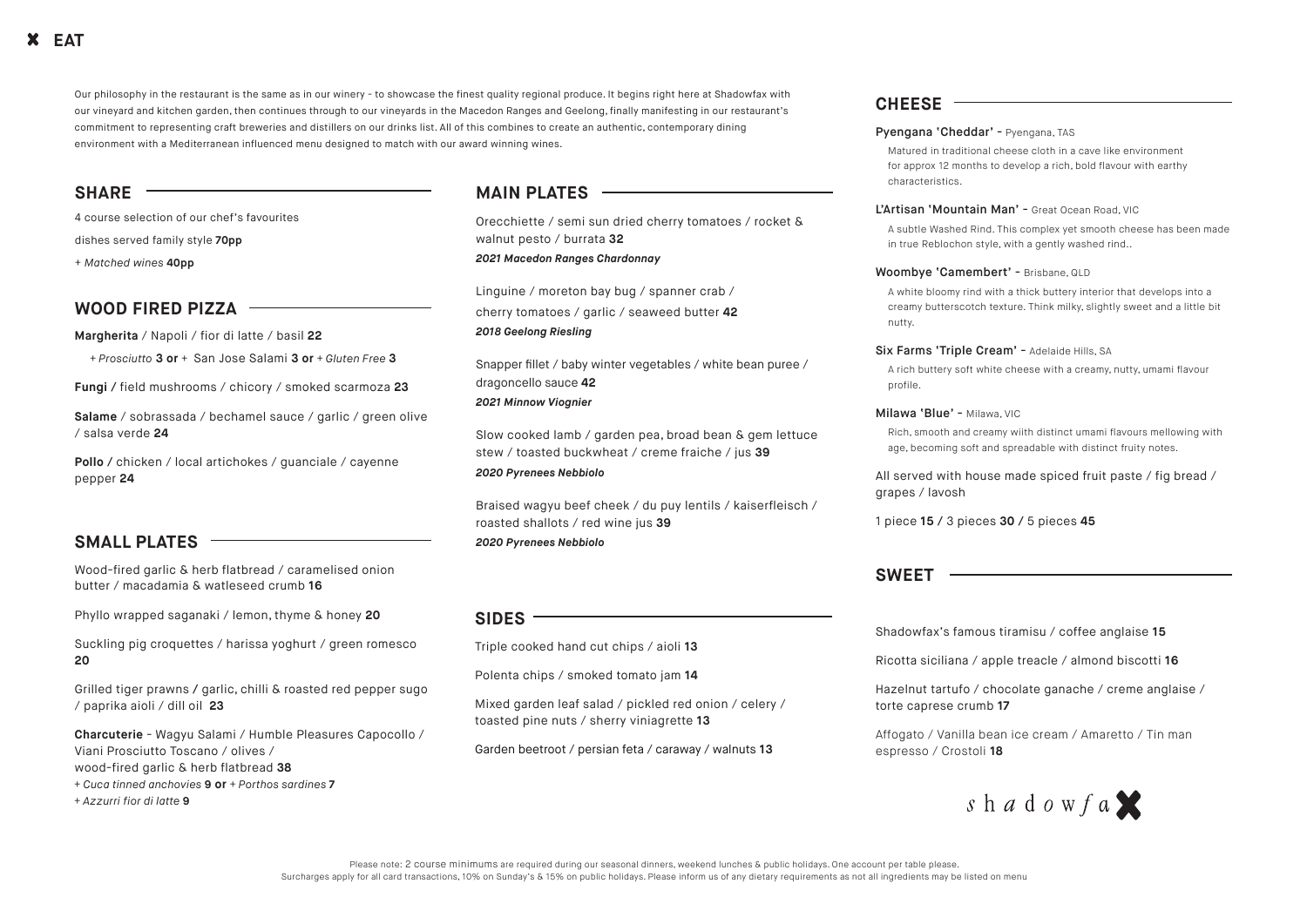# ✖ EAT

Our philosophy in the restaurant is the same as in our winery - to showcase the finest quality regional produce. It begins right here at Shadowfax with our vineyard and kitchen garden, then continues through to our vineyards in the Macedon Ranges and Geelong, finally manifesting in our restaurant's commitment to representing craft breweries and distillers on our drinks list. All of this combines to create an authentic, contemporary dining environment with a Mediterranean influenced menu designed to match with our award winning wines.

## SHARE

4 course selection of our chef's favourites

dishes served family style **70pp**

*+ Matched wines* **40pp**

## WOOD FIRED PIZZA

**Margherita** / Napoli / fior di latte / basil **22**

*+ Prosciutto* **3 or** + San Jose Salami **3 or** *+ Gluten Free* **3**

**Fungi /** field mushrooms / chicory / smoked scarmoza **23**

**Salame** / sobrassada / bechamel sauce / garlic / green olive / salsa verde **24**

**Pollo /** chicken / local artichokes / guanciale / cayenne pepper **24**

## SMALL PLATES

Wood-fired garlic & herb flatbread / caramelised onion butter / macadamia & watleseed crumb **16**

Phyllo wrapped saganaki / lemon, thyme & honey **20**

Suckling pig croquettes / harissa yoghurt / green romesco **20**

Grilled tiger prawns / garlic, chilli & roasted red pepper sugo / paprika aioli / dill oil **23**

**Charcuterie** - Wagyu Salami / Humble Pleasures Capocollo / Viani Prosciutto Toscano / olives / wood-fired garlic & herb flatbread **38**

*+ Cuca tinned anchovies* **9 or** *+ Porthos sardines* **7**

*+ Azzurri fior di latte* **9**

## MAIN PLATES

Orecchiette / semi sun dried cherry tomatoes / rocket & walnut pesto / burrata **32**

***2021 Macedon Ranges Chardonnay***

Linguine / moreton bay bug / spanner crab / cherry tomatoes / garlic / seaweed butter **42**

***2018 Geelong Riesling***

Snapper fillet / baby winter vegetables / white bean puree / dragoncello sauce **42**

***2021 Minnow Viognier***

Slow cooked lamb / garden pea, broad bean & gem lettuce stew / toasted buckwheat / creme fraiche / jus **39**

***2020 Pyrenees Nebbiolo***

Braised wagyu beef cheek / du puy lentils / kaiserfleisch / roasted shallots / red wine jus **39**

***2020 Pyrenees Nebbiolo***

## SIDES

Triple cooked hand cut chips / aioli **13**

Polenta chips / smoked tomato jam **14**

Mixed garden leaf salad / pickled red onion / celery / toasted pine nuts / sherry viniagrette **13**

Garden beetroot / persian feta / caraway / walnuts **13**

## CHEESE

**Pyengana 'Cheddar'** - Pyengana, TAS

Matured in traditional cheese cloth in a cave like environment for approx 12 months to develop a rich, bold flavour with earthy characteristics.

**L'Artisan 'Mountain Man'** - Great Ocean Road, VIC

A subtle Washed Rind. This complex yet smooth cheese has been made in true Reblochon style, with a gently washed rind..

**Woombye 'Camembert'** - Brisbane, QLD

A white bloomy rind with a thick buttery interior that develops into a creamy butterscotch texture. Think milky, slightly sweet and a little bit nutty.

**Six Farms 'Triple Cream'** - Adelaide Hills, SA

A rich buttery soft white cheese with a creamy, nutty, umami flavour profile.

**Milawa 'Blue'** - Milawa, VIC

Rich, smooth and creamy wiith distinct umami flavours mellowing with age, becoming soft and spreadable with distinct fruity notes.

All served with house made spiced fruit paste / fig bread / grapes / lavosh

1 piece **15** / 3 pieces **30** / 5 pieces **45**

## SWEET

Shadowfax's famous tiramisu / coffee anglaise **15**

Ricotta siciliana / apple treacle / almond biscotti **16**

Hazelnut tartufo / chocolate ganache / creme anglaise / torte caprese crumb **17**

Affogato / Vanilla bean ice cream / Amaretto / Tin man espresso / Crostoli **18**

*shadowfax*

Please note: 2 course minimums are required during our seasonal dinners, weekend lunches & public holidays. One account per table please.
Surcharges apply for all card transactions, 10% on Sunday's & 15% on public holidays. Please inform us of any dietary requirements as not all ingredients may be listed on menu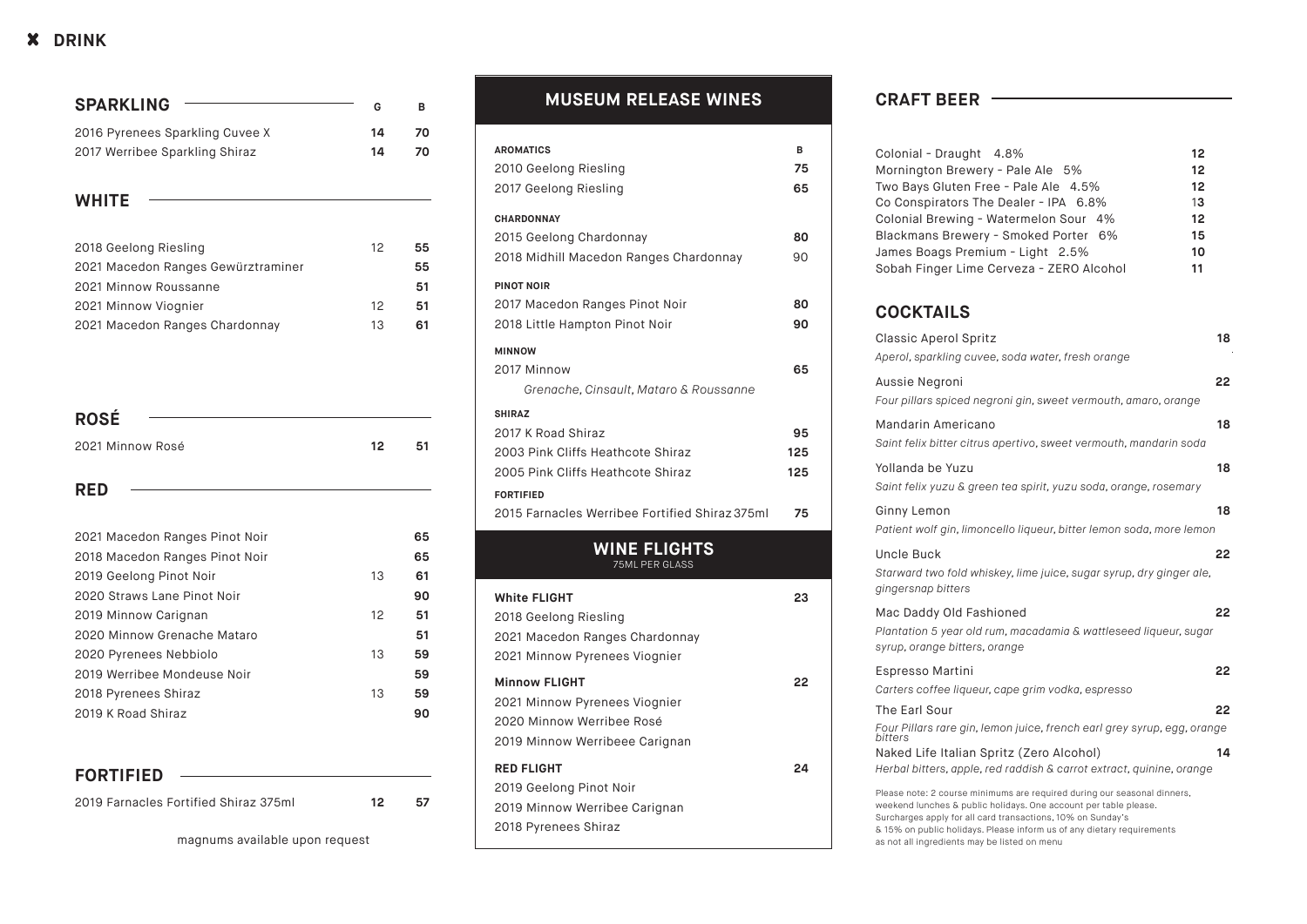# DRINK

## SPARKLING

| | G | B |
|---|---|---|
| 2016 Pyrenees Sparkling Cuvee X | 14 | 70 |
| 2017 Werribee Sparkling Shiraz | 14 | 70 |

## WHITE

| | | |
|---|---|---|
| 2018 Geelong Riesling | 12 | 55 |
| 2021 Macedon Ranges Gewürztraminer | | 55 |
| 2021 Minnow Roussanne | | 51 |
| 2021 Minnow Viognier | 12 | 51 |
| 2021 Macedon Ranges Chardonnay | 13 | 61 |

## ROSÉ

| | | |
|---|---|---|
| 2021 Minnow Rosé | 12 | 51 |

## RED

| | | |
|---|---|---|
| 2021 Macedon Ranges Pinot Noir | | 65 |
| 2018 Macedon Ranges Pinot Noir | | 65 |
| 2019 Geelong Pinot Noir | 13 | 61 |
| 2020 Straws Lane Pinot Noir | | 90 |
| 2019 Minnow Carignan | 12 | 51 |
| 2020 Minnow Grenache Mataro | | 51 |
| 2020 Pyrenees Nebbiolo | 13 | 59 |
| 2019 Werribee Mondeuse Noir | | 59 |
| 2018 Pyrenees Shiraz | 13 | 59 |
| 2019 K Road Shiraz | | 90 |

## FORTIFIED

| | | |
|---|---|---|
| 2019 Farnacles Fortified Shiraz 375ml | 12 | 57 |

magnums available upon request

## MUSEUM RELEASE WINES

| | B |
|---|---|
| **AROMATICS** | |
| 2010 Geelong Riesling | 75 |
| 2017 Geelong Riesling | 65 |
| **CHARDONNAY** | |
| 2015 Geelong Chardonnay | 80 |
| 2018 Midhill Macedon Ranges Chardonnay | 90 |
| **PINOT NOIR** | |
| 2017 Macedon Ranges Pinot Noir | 80 |
| 2018 Little Hampton Pinot Noir | 90 |
| **MINNOW** | |
| 2017 Minnow<br>*Grenache, Cinsault, Mataro & Roussanne* | 65 |
| **SHIRAZ** | |
| 2017 K Road Shiraz | 95 |
| 2003 Pink Cliffs Heathcote Shiraz | 125 |
| 2005 Pink Cliffs Heathcote Shiraz | 125 |
| **FORTIFIED** | |
| 2015 Farnacles Werribee Fortified Shiraz 375ml | 75 |

## WINE FLIGHTS

75ML PER GLASS

**White FLIGHT** — 23
- 2018 Geelong Riesling
- 2021 Macedon Ranges Chardonnay
- 2021 Minnow Pyrenees Viognier

**Minnow FLIGHT** — 22
- 2021 Minnow Pyrenees Viognier
- 2020 Minnow Werribee Rosé
- 2019 Minnow Werribeee Carignan

**RED FLIGHT** — 24
- 2019 Geelong Pinot Noir
- 2019 Minnow Werribee Carignan
- 2018 Pyrenees Shiraz

## CRAFT BEER

| | |
|---|---|
| Colonial - Draught 4.8% | 12 |
| Mornington Brewery - Pale Ale 5% | 12 |
| Two Bays Gluten Free - Pale Ale 4.5% | 12 |
| Co Conspirators The Dealer - IPA 6.8% | 13 |
| Colonial Brewing - Watermelon Sour 4% | 12 |
| Blackmans Brewery - Smoked Porter 6% | 15 |
| James Boags Premium - Light 2.5% | 10 |
| Sobah Finger Lime Cerveza - ZERO Alcohol | 11 |

## COCKTAILS

Classic Aperol Spritz — 18
*Aperol, sparkling cuvee, soda water, fresh orange*

Aussie Negroni — 22
*Four pillars spiced negroni gin, sweet vermouth, amaro, orange*

Mandarin Americano — 18
*Saint felix bitter citrus apertivo, sweet vermouth, mandarin soda*

Yollanda be Yuzu — 18
*Saint felix yuzu & green tea spirit, yuzu soda, orange, rosemary*

Ginny Lemon — 18
*Patient wolf gin, limoncello liqueur, bitter lemon soda, more lemon*

Uncle Buck — 22
*Starward two fold whiskey, lime juice, sugar syrup, dry ginger ale, gingersnap bitters*

Mac Daddy Old Fashioned — 22
*Plantation 5 year old rum, macadamia & wattleseed liqueur, sugar syrup, orange bitters, orange*

Espresso Martini — 22
*Carters coffee liqueur, cape grim vodka, espresso*

The Earl Sour — 22
*Four Pillars rare gin, lemon juice, french earl grey syrup, egg, orange bitters*

Naked Life Italian Spritz (Zero Alcohol) — 14
*Herbal bitters, apple, red raddish & carrot extract, quinine, orange*

Please note: 2 course minimums are required during our seasonal dinners, weekend lunches & public holidays. One account per table please. Surcharges apply for all card transactions, 10% on Sunday's & 15% on public holidays. Please inform us of any dietary requirements as not all ingredients may be listed on menu